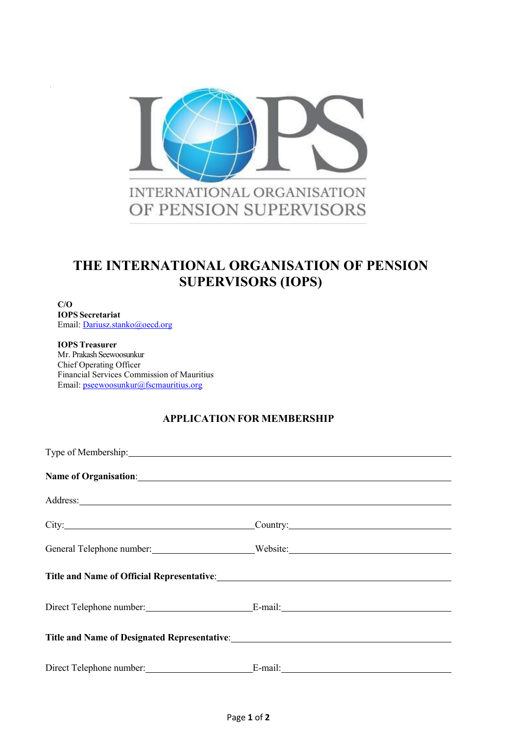# THE INTERNATIONAL ORGANISATION OF PENSION SUPERVISORS (IOPS)

**C/O**
**IOPS Secretariat**
Email: Dariusz.stanko@oecd.org

**IOPS Treasurer**
Mr. Prakash Seewoosunkur
Chief Operating Officer
Financial Services Commission of Mauritius
Email: pseewoosunkur@fscmauritius.org

## APPLICATION FOR MEMBERSHIP

Type of Membership: ______________________________________________

**Name of Organisation**: ______________________________________________

Address: ______________________________________________

City: ______________________ Country: ______________________

General Telephone number: ______________________ Website: ______________________

**Title and Name of Official Representative**: ______________________________________________

Direct Telephone number: ______________________ E-mail: ______________________

**Title and Name of Designated Representative**: ______________________________________________

Direct Telephone number: ______________________ E-mail: ______________________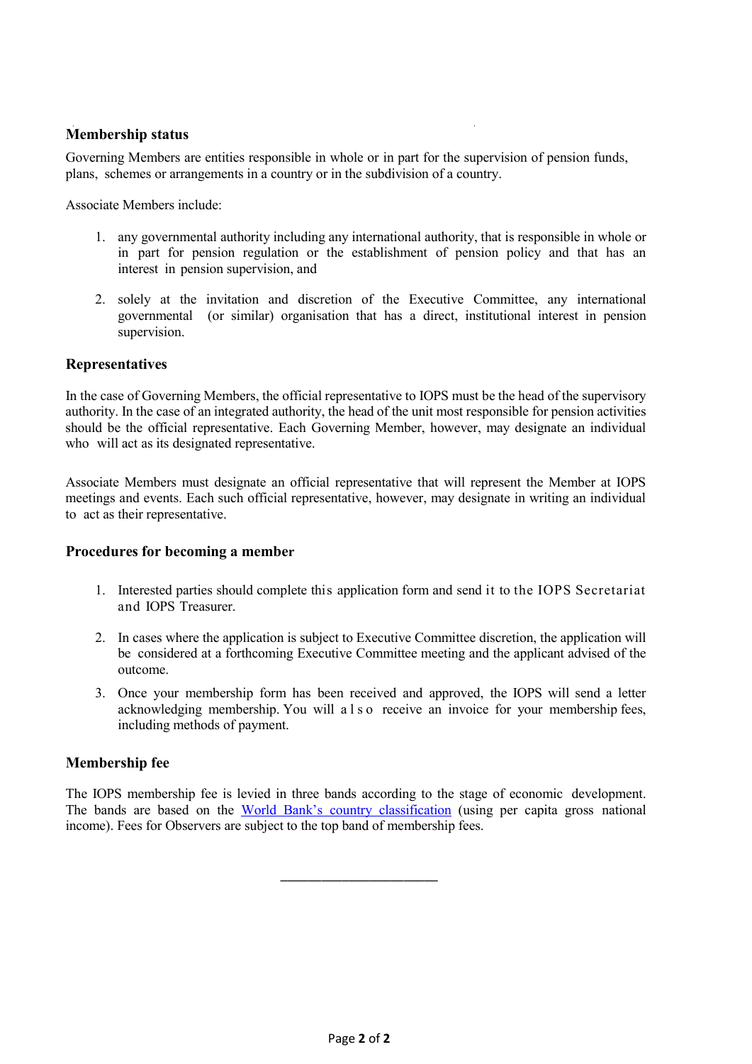### Membership status

Governing Members are entities responsible in whole or in part for the supervision of pension funds, plans, schemes or arrangements in a country or in the subdivision of a country.

Associate Members include:

1. any governmental authority including any international authority, that is responsible in whole or in part for pension regulation or the establishment of pension policy and that has an interest in pension supervision, and
2. solely at the invitation and discretion of the Executive Committee, any international governmental (or similar) organisation that has a direct, institutional interest in pension supervision.

### Representatives

In the case of Governing Members, the official representative to IOPS must be the head of the supervisory authority. In the case of an integrated authority, the head of the unit most responsible for pension activities should be the official representative. Each Governing Member, however, may designate an individual who will act as its designated representative.

Associate Members must designate an official representative that will represent the Member at IOPS meetings and events. Each such official representative, however, may designate in writing an individual to act as their representative.

### Procedures for becoming a member

1. Interested parties should complete this application form and send it to the IOPS Secretariat and IOPS Treasurer.
2. In cases where the application is subject to Executive Committee discretion, the application will be considered at a forthcoming Executive Committee meeting and the applicant advised of the outcome.
3. Once your membership form has been received and approved, the IOPS will send a letter acknowledging membership. You will also receive an invoice for your membership fees, including methods of payment.

### Membership fee

The IOPS membership fee is levied in three bands according to the stage of economic development. The bands are based on the World Bank's country classification (using per capita gross national income). Fees for Observers are subject to the top band of membership fees.

---